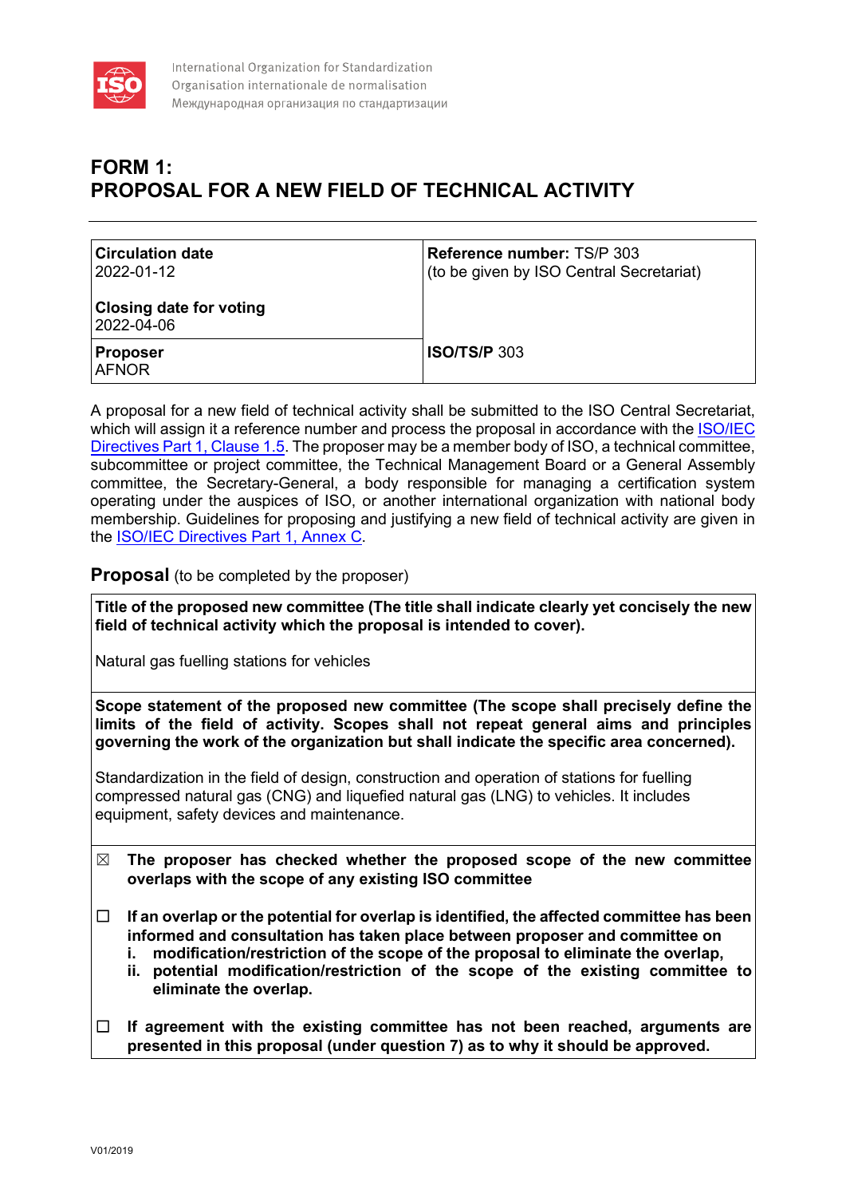International Organization for Standardization
Organisation internationale de normalisation
Международная организация по стандартизации

# FORM 1: PROPOSAL FOR A NEW FIELD OF TECHNICAL ACTIVITY

| **Circulation date**<br>2022-01-12<br><br>**Closing date for voting**<br>2022-04-06 | **Reference number:** TS/P 303<br>(to be given by ISO Central Secretariat) |
|---|---|
| **Proposer**<br>AFNOR | **ISO/TS/P** 303 |

A proposal for a new field of technical activity shall be submitted to the ISO Central Secretariat, which will assign it a reference number and process the proposal in accordance with the [ISO/IEC Directives Part 1, Clause 1.5](). The proposer may be a member body of ISO, a technical committee, subcommittee or project committee, the Technical Management Board or a General Assembly committee, the Secretary-General, a body responsible for managing a certification system operating under the auspices of ISO, or another international organization with national body membership. Guidelines for proposing and justifying a new field of technical activity are given in the [ISO/IEC Directives Part 1, Annex C]().

## Proposal (to be completed by the proposer)

**Title of the proposed new committee (The title shall indicate clearly yet concisely the new field of technical activity which the proposal is intended to cover).**

Natural gas fuelling stations for vehicles

**Scope statement of the proposed new committee (The scope shall precisely define the limits of the field of activity. Scopes shall not repeat general aims and principles governing the work of the organization but shall indicate the specific area concerned).**

Standardization in the field of design, construction and operation of stations for fuelling compressed natural gas (CNG) and liquefied natural gas (LNG) to vehicles. It includes equipment, safety devices and maintenance.

☒ **The proposer has checked whether the proposed scope of the new committee overlaps with the scope of any existing ISO committee**

☐ **If an overlap or the potential for overlap is identified, the affected committee has been informed and consultation has taken place between proposer and committee on**
  **i. modification/restriction of the scope of the proposal to eliminate the overlap,**
  **ii. potential modification/restriction of the scope of the existing committee to eliminate the overlap.**

☐ **If agreement with the existing committee has not been reached, arguments are presented in this proposal (under question 7) as to why it should be approved.**

V01/2019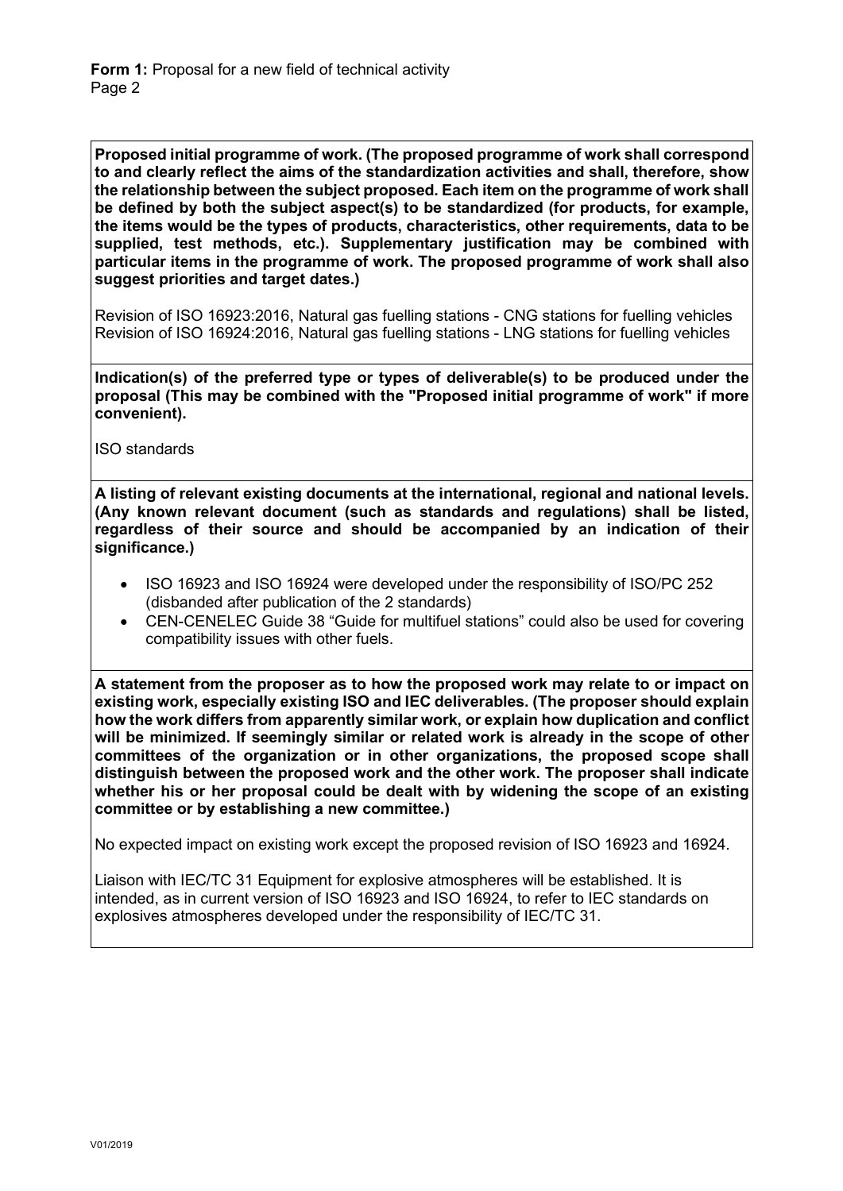**Proposed initial programme of work. (The proposed programme of work shall correspond to and clearly reflect the aims of the standardization activities and shall, therefore, show the relationship between the subject proposed. Each item on the programme of work shall be defined by both the subject aspect(s) to be standardized (for products, for example, the items would be the types of products, characteristics, other requirements, data to be supplied, test methods, etc.). Supplementary justification may be combined with particular items in the programme of work. The proposed programme of work shall also suggest priorities and target dates.)**

Revision of ISO 16923:2016, Natural gas fuelling stations - CNG stations for fuelling vehicles
Revision of ISO 16924:2016, Natural gas fuelling stations - LNG stations for fuelling vehicles

**Indication(s) of the preferred type or types of deliverable(s) to be produced under the proposal (This may be combined with the "Proposed initial programme of work" if more convenient).**

ISO standards

**A listing of relevant existing documents at the international, regional and national levels. (Any known relevant document (such as standards and regulations) shall be listed, regardless of their source and should be accompanied by an indication of their significance.)**

- ISO 16923 and ISO 16924 were developed under the responsibility of ISO/PC 252 (disbanded after publication of the 2 standards)
- CEN-CENELEC Guide 38 "Guide for multifuel stations" could also be used for covering compatibility issues with other fuels.

**A statement from the proposer as to how the proposed work may relate to or impact on existing work, especially existing ISO and IEC deliverables. (The proposer should explain how the work differs from apparently similar work, or explain how duplication and conflict will be minimized. If seemingly similar or related work is already in the scope of other committees of the organization or in other organizations, the proposed scope shall distinguish between the proposed work and the other work. The proposer shall indicate whether his or her proposal could be dealt with by widening the scope of an existing committee or by establishing a new committee.)**

No expected impact on existing work except the proposed revision of ISO 16923 and 16924.

Liaison with IEC/TC 31 Equipment for explosive atmospheres will be established. It is intended, as in current version of ISO 16923 and ISO 16924, to refer to IEC standards on explosives atmospheres developed under the responsibility of IEC/TC 31.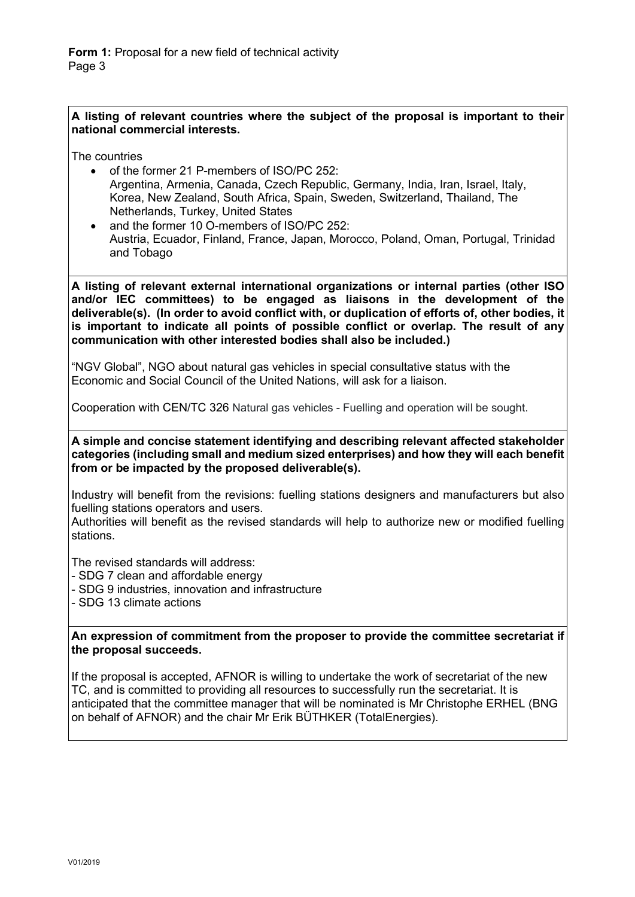**A listing of relevant countries where the subject of the proposal is important to their national commercial interests.**

The countries

- of the former 21 P-members of ISO/PC 252:
  Argentina, Armenia, Canada, Czech Republic, Germany, India, Iran, Israel, Italy, Korea, New Zealand, South Africa, Spain, Sweden, Switzerland, Thailand, The Netherlands, Turkey, United States
- and the former 10 O-members of ISO/PC 252:
  Austria, Ecuador, Finland, France, Japan, Morocco, Poland, Oman, Portugal, Trinidad and Tobago

**A listing of relevant external international organizations or internal parties (other ISO and/or IEC committees) to be engaged as liaisons in the development of the deliverable(s). (In order to avoid conflict with, or duplication of efforts of, other bodies, it is important to indicate all points of possible conflict or overlap. The result of any communication with other interested bodies shall also be included.)**

"NGV Global", NGO about natural gas vehicles in special consultative status with the Economic and Social Council of the United Nations, will ask for a liaison.

Cooperation with CEN/TC 326 Natural gas vehicles - Fuelling and operation will be sought.

**A simple and concise statement identifying and describing relevant affected stakeholder categories (including small and medium sized enterprises) and how they will each benefit from or be impacted by the proposed deliverable(s).**

Industry will benefit from the revisions: fuelling stations designers and manufacturers but also fuelling stations operators and users.
Authorities will benefit as the revised standards will help to authorize new or modified fuelling stations.

The revised standards will address:
- SDG 7 clean and affordable energy
- SDG 9 industries, innovation and infrastructure
- SDG 13 climate actions

**An expression of commitment from the proposer to provide the committee secretariat if the proposal succeeds.**

If the proposal is accepted, AFNOR is willing to undertake the work of secretariat of the new TC, and is committed to providing all resources to successfully run the secretariat. It is anticipated that the committee manager that will be nominated is Mr Christophe ERHEL (BNG on behalf of AFNOR) and the chair Mr Erik BÜTHKER (TotalEnergies).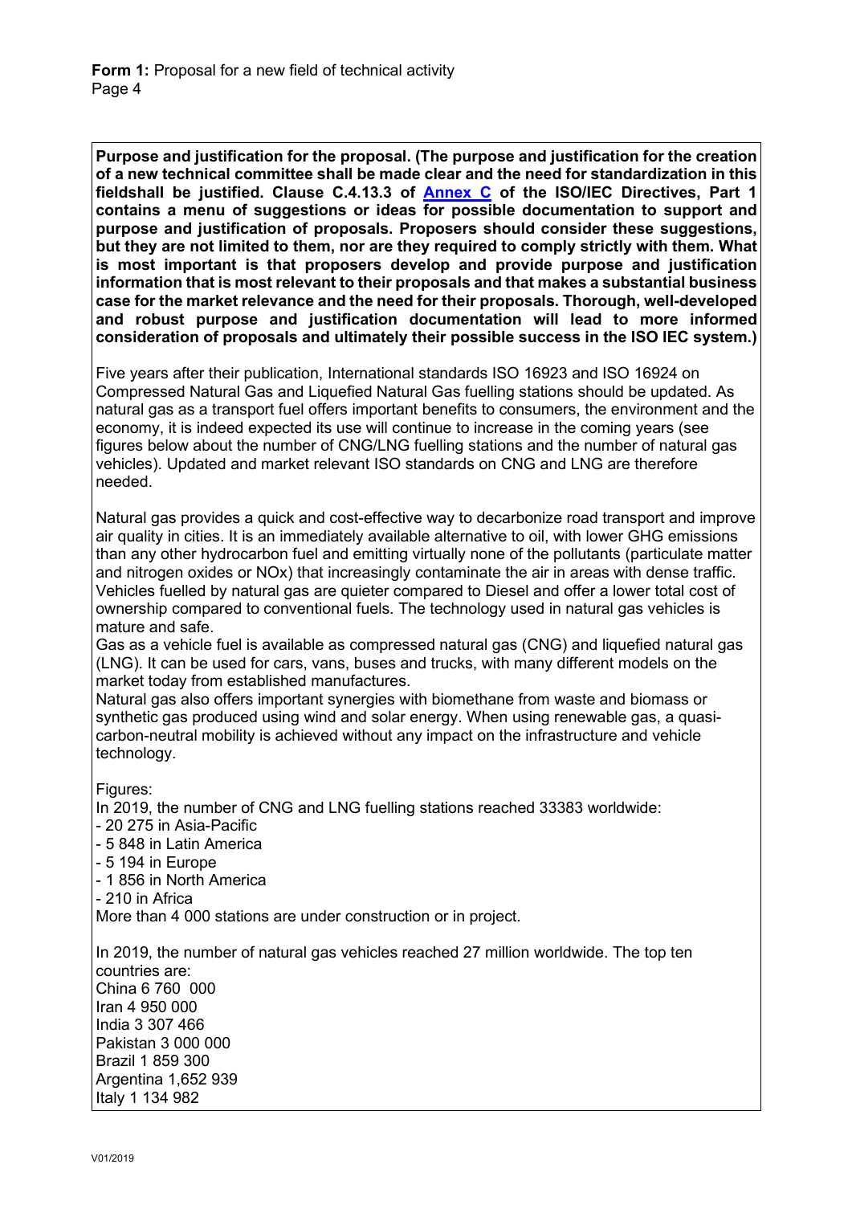**Purpose and justification for the proposal. (The purpose and justification for the creation of a new technical committee shall be made clear and the need for standardization in this fieldshall be justified. Clause C.4.13.3 of Annex C of the ISO/IEC Directives, Part 1 contains a menu of suggestions or ideas for possible documentation to support and purpose and justification of proposals. Proposers should consider these suggestions, but they are not limited to them, nor are they required to comply strictly with them. What is most important is that proposers develop and provide purpose and justification information that is most relevant to their proposals and that makes a substantial business case for the market relevance and the need for their proposals. Thorough, well-developed and robust purpose and justification documentation will lead to more informed consideration of proposals and ultimately their possible success in the ISO IEC system.)**

Five years after their publication, International standards ISO 16923 and ISO 16924 on Compressed Natural Gas and Liquefied Natural Gas fuelling stations should be updated. As natural gas as a transport fuel offers important benefits to consumers, the environment and the economy, it is indeed expected its use will continue to increase in the coming years (see figures below about the number of CNG/LNG fuelling stations and the number of natural gas vehicles). Updated and market relevant ISO standards on CNG and LNG are therefore needed.

Natural gas provides a quick and cost-effective way to decarbonize road transport and improve air quality in cities. It is an immediately available alternative to oil, with lower GHG emissions than any other hydrocarbon fuel and emitting virtually none of the pollutants (particulate matter and nitrogen oxides or NOx) that increasingly contaminate the air in areas with dense traffic. Vehicles fuelled by natural gas are quieter compared to Diesel and offer a lower total cost of ownership compared to conventional fuels. The technology used in natural gas vehicles is mature and safe.

Gas as a vehicle fuel is available as compressed natural gas (CNG) and liquefied natural gas (LNG). It can be used for cars, vans, buses and trucks, with many different models on the market today from established manufactures.

Natural gas also offers important synergies with biomethane from waste and biomass or synthetic gas produced using wind and solar energy. When using renewable gas, a quasi-carbon-neutral mobility is achieved without any impact on the infrastructure and vehicle technology.

Figures:

In 2019, the number of CNG and LNG fuelling stations reached 33383 worldwide:

- 20 275 in Asia-Pacific
- 5 848 in Latin America
- 5 194 in Europe
- 1 856 in North America
- 210 in Africa

More than 4 000 stations are under construction or in project.

In 2019, the number of natural gas vehicles reached 27 million worldwide. The top ten countries are:

China 6 760 000
Iran 4 950 000
India 3 307 466
Pakistan 3 000 000
Brazil 1 859 300
Argentina 1,652 939
Italy 1 134 982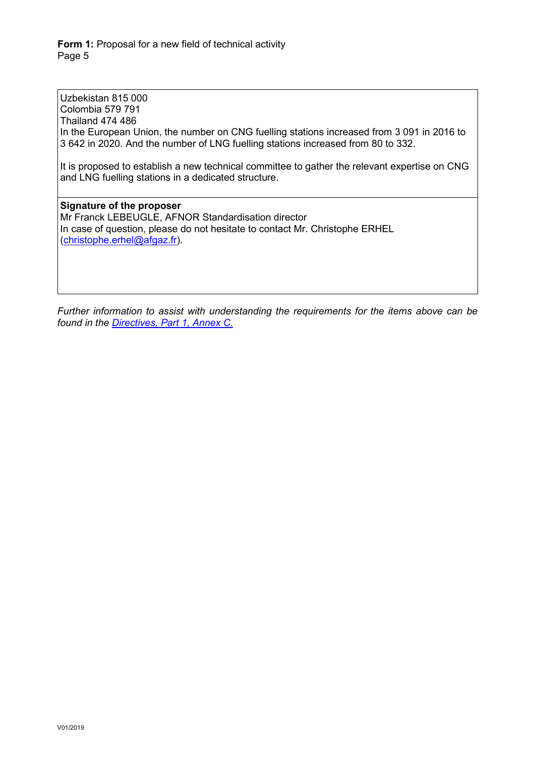Uzbekistan 815 000
Colombia 579 791
Thailand 474 486
In the European Union, the number on CNG fuelling stations increased from 3 091 in 2016 to 3 642 in 2020. And the number of LNG fuelling stations increased from 80 to 332.

It is proposed to establish a new technical committee to gather the relevant expertise on CNG and LNG fuelling stations in a dedicated structure.

**Signature of the proposer**
Mr Franck LEBEUGLE, AFNOR Standardisation director
In case of question, please do not hesitate to contact Mr. Christophe ERHEL (christophe.erhel@afgaz.fr).

*Further information to assist with understanding the requirements for the items above can be found in the Directives, Part 1, Annex C.*